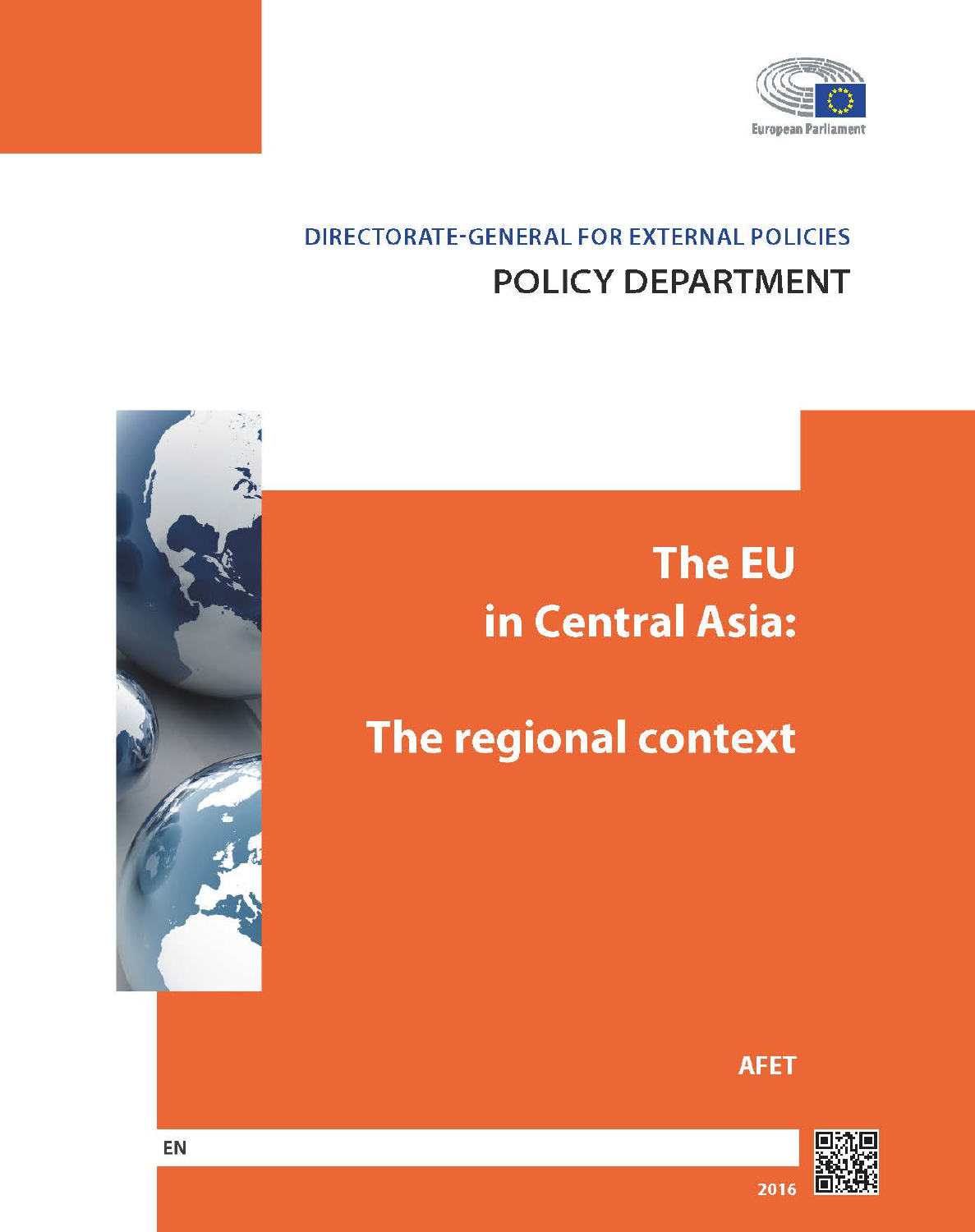European Parliament

DIRECTORATE-GENERAL FOR EXTERNAL POLICIES

POLICY DEPARTMENT

# The EU in Central Asia:

# The regional context

AFET

EN

2016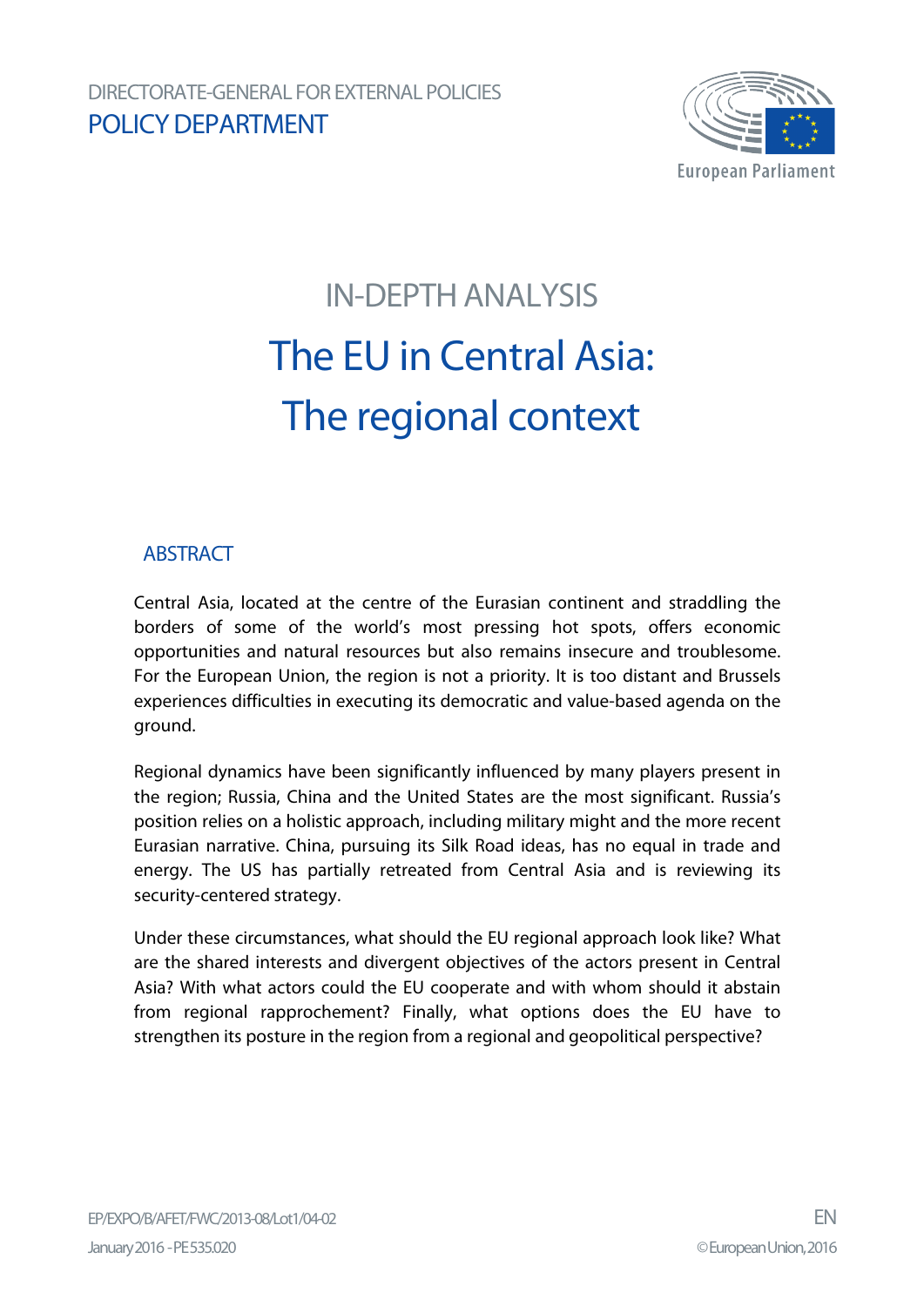DIRECTORATE-GENERAL FOR EXTERNAL POLICIES

POLICY DEPARTMENT

# IN-DEPTH ANALYSIS

# The EU in Central Asia: The regional context

## ABSTRACT

Central Asia, located at the centre of the Eurasian continent and straddling the borders of some of the world's most pressing hot spots, offers economic opportunities and natural resources but also remains insecure and troublesome. For the European Union, the region is not a priority. It is too distant and Brussels experiences difficulties in executing its democratic and value-based agenda on the ground.

Regional dynamics have been significantly influenced by many players present in the region; Russia, China and the United States are the most significant. Russia's position relies on a holistic approach, including military might and the more recent Eurasian narrative. China, pursuing its Silk Road ideas, has no equal in trade and energy. The US has partially retreated from Central Asia and is reviewing its security-centered strategy.

Under these circumstances, what should the EU regional approach look like? What are the shared interests and divergent objectives of the actors present in Central Asia? With what actors could the EU cooperate and with whom should it abstain from regional rapprochement? Finally, what options does the EU have to strengthen its posture in the region from a regional and geopolitical perspective?

EP/EXPO/B/AFET/FWC/2013-08/Lot1/04-02

EN

January 2016 - PE 535.020

© European Union, 2016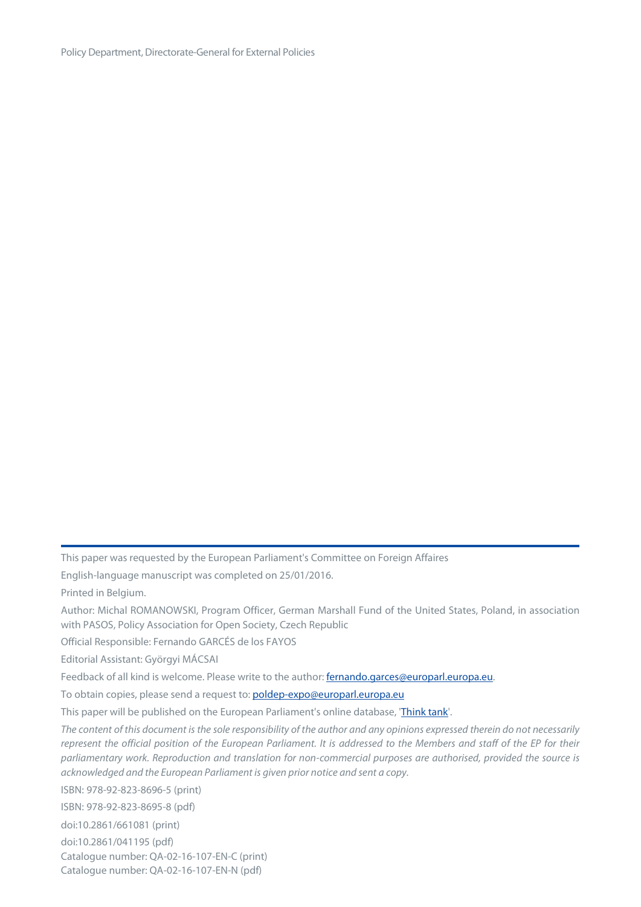This paper was requested by the European Parliament's Committee on Foreign Affaires

English-language manuscript was completed on 25/01/2016.

Printed in Belgium.

Author: Michal ROMANOWSKI, Program Officer, German Marshall Fund of the United States, Poland, in association with PASOS, Policy Association for Open Society, Czech Republic

Official Responsible: Fernando GARCÉS de los FAYOS

Editorial Assistant: Györgyi MÁCSAI

Feedback of all kind is welcome. Please write to the author: fernando.garces@europarl.europa.eu.

To obtain copies, please send a request to: poldep-expo@europarl.europa.eu

This paper will be published on the European Parliament's online database, 'Think tank'.

*The content of this document is the sole responsibility of the author and any opinions expressed therein do not necessarily represent the official position of the European Parliament. It is addressed to the Members and staff of the EP for their parliamentary work. Reproduction and translation for non-commercial purposes are authorised, provided the source is acknowledged and the European Parliament is given prior notice and sent a copy.*

ISBN: 978-92-823-8696-5 (print)

ISBN: 978-92-823-8695-8 (pdf)

doi:10.2861/661081 (print)

doi:10.2861/041195 (pdf)

Catalogue number: QA-02-16-107-EN-C (print)

Catalogue number: QA-02-16-107-EN-N (pdf)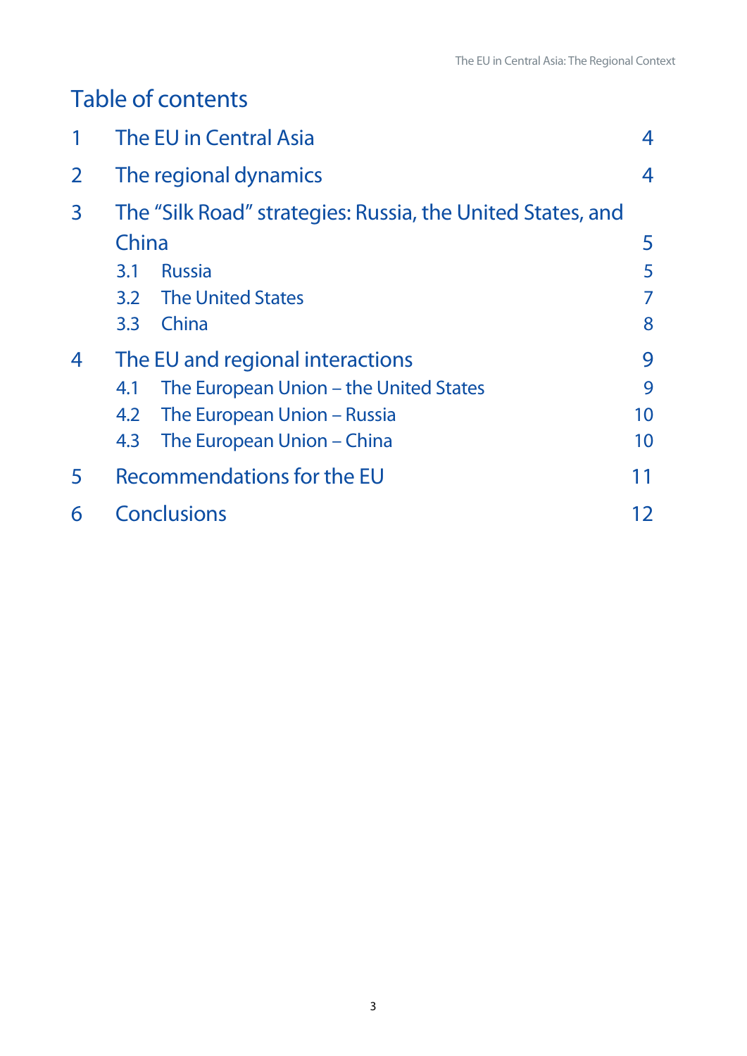# Table of contents

1 The EU in Central Asia 4

2 The regional dynamics 4

3 The "Silk Road" strategies: Russia, the United States, and China 5

- 3.1 Russia 5
- 3.2 The United States 7
- 3.3 China 8

4 The EU and regional interactions 9

- 4.1 The European Union – the United States 9
- 4.2 The European Union – Russia 10
- 4.3 The European Union – China 10

5 Recommendations for the EU 11

6 Conclusions 12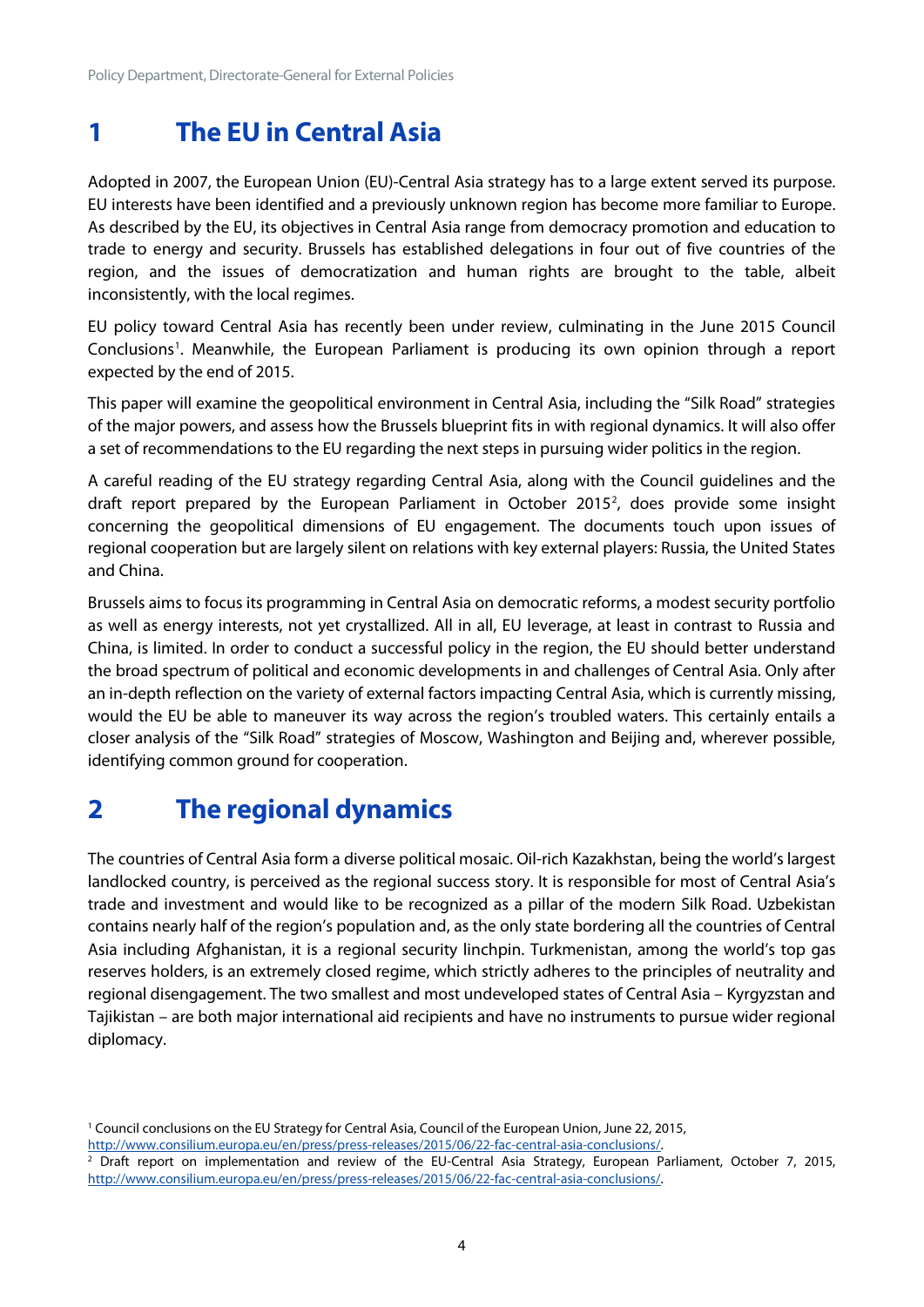# 1 The EU in Central Asia

Adopted in 2007, the European Union (EU)-Central Asia strategy has to a large extent served its purpose. EU interests have been identified and a previously unknown region has become more familiar to Europe. As described by the EU, its objectives in Central Asia range from democracy promotion and education to trade to energy and security. Brussels has established delegations in four out of five countries of the region, and the issues of democratization and human rights are brought to the table, albeit inconsistently, with the local regimes.

EU policy toward Central Asia has recently been under review, culminating in the June 2015 Council Conclusions[1]. Meanwhile, the European Parliament is producing its own opinion through a report expected by the end of 2015.

This paper will examine the geopolitical environment in Central Asia, including the "Silk Road" strategies of the major powers, and assess how the Brussels blueprint fits in with regional dynamics. It will also offer a set of recommendations to the EU regarding the next steps in pursuing wider politics in the region.

A careful reading of the EU strategy regarding Central Asia, along with the Council guidelines and the draft report prepared by the European Parliament in October 2015[2], does provide some insight concerning the geopolitical dimensions of EU engagement. The documents touch upon issues of regional cooperation but are largely silent on relations with key external players: Russia, the United States and China.

Brussels aims to focus its programming in Central Asia on democratic reforms, a modest security portfolio as well as energy interests, not yet crystallized. All in all, EU leverage, at least in contrast to Russia and China, is limited. In order to conduct a successful policy in the region, the EU should better understand the broad spectrum of political and economic developments in and challenges of Central Asia. Only after an in-depth reflection on the variety of external factors impacting Central Asia, which is currently missing, would the EU be able to maneuver its way across the region's troubled waters. This certainly entails a closer analysis of the "Silk Road" strategies of Moscow, Washington and Beijing and, wherever possible, identifying common ground for cooperation.

# 2 The regional dynamics

The countries of Central Asia form a diverse political mosaic. Oil-rich Kazakhstan, being the world's largest landlocked country, is perceived as the regional success story. It is responsible for most of Central Asia's trade and investment and would like to be recognized as a pillar of the modern Silk Road. Uzbekistan contains nearly half of the region's population and, as the only state bordering all the countries of Central Asia including Afghanistan, it is a regional security linchpin. Turkmenistan, among the world's top gas reserves holders, is an extremely closed regime, which strictly adheres to the principles of neutrality and regional disengagement. The two smallest and most undeveloped states of Central Asia – Kyrgyzstan and Tajikistan – are both major international aid recipients and have no instruments to pursue wider regional diplomacy.

---

[1] Council conclusions on the EU Strategy for Central Asia, Council of the European Union, June 22, 2015, http://www.consilium.europa.eu/en/press/press-releases/2015/06/22-fac-central-asia-conclusions/.

[2] Draft report on implementation and review of the EU-Central Asia Strategy, European Parliament, October 7, 2015, http://www.consilium.europa.eu/en/press/press-releases/2015/06/22-fac-central-asia-conclusions/.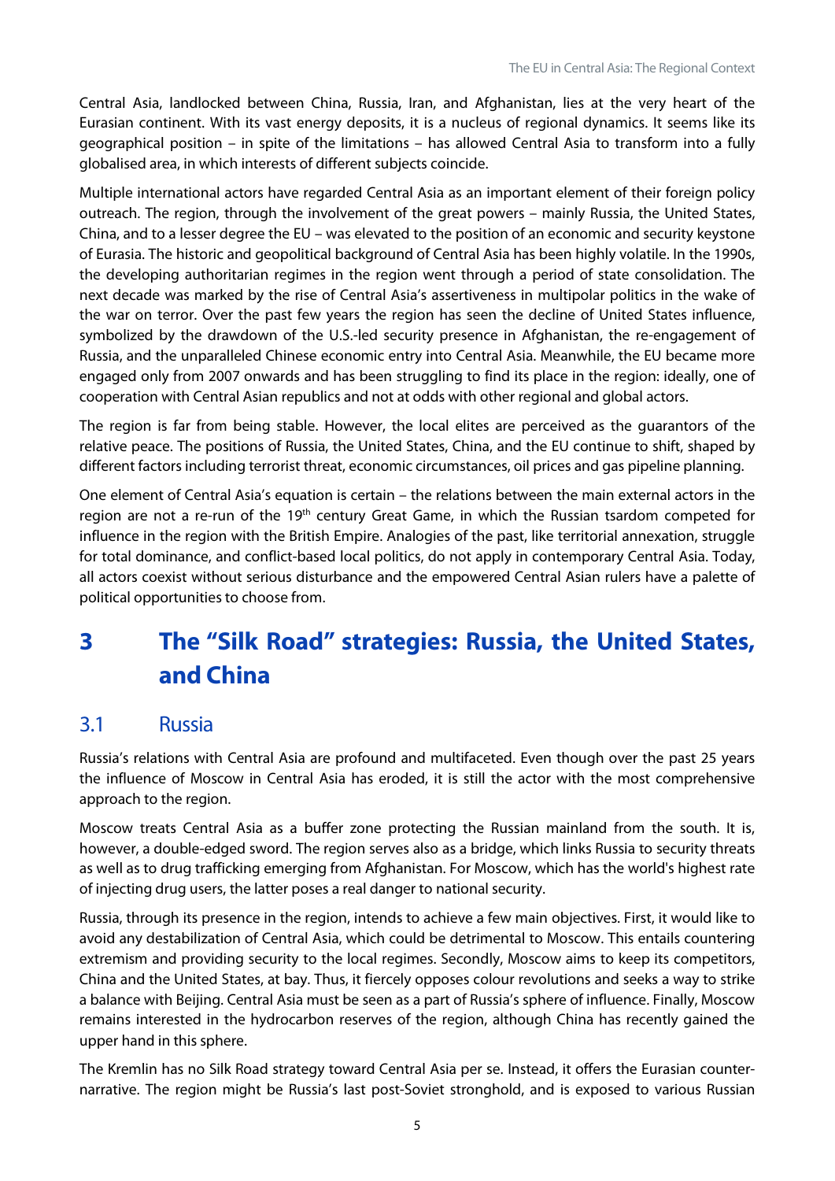Central Asia, landlocked between China, Russia, Iran, and Afghanistan, lies at the very heart of the Eurasian continent. With its vast energy deposits, it is a nucleus of regional dynamics. It seems like its geographical position – in spite of the limitations – has allowed Central Asia to transform into a fully globalised area, in which interests of different subjects coincide.

Multiple international actors have regarded Central Asia as an important element of their foreign policy outreach. The region, through the involvement of the great powers – mainly Russia, the United States, China, and to a lesser degree the EU – was elevated to the position of an economic and security keystone of Eurasia. The historic and geopolitical background of Central Asia has been highly volatile. In the 1990s, the developing authoritarian regimes in the region went through a period of state consolidation. The next decade was marked by the rise of Central Asia's assertiveness in multipolar politics in the wake of the war on terror. Over the past few years the region has seen the decline of United States influence, symbolized by the drawdown of the U.S.-led security presence in Afghanistan, the re-engagement of Russia, and the unparalleled Chinese economic entry into Central Asia. Meanwhile, the EU became more engaged only from 2007 onwards and has been struggling to find its place in the region: ideally, one of cooperation with Central Asian republics and not at odds with other regional and global actors.

The region is far from being stable. However, the local elites are perceived as the guarantors of the relative peace. The positions of Russia, the United States, China, and the EU continue to shift, shaped by different factors including terrorist threat, economic circumstances, oil prices and gas pipeline planning.

One element of Central Asia's equation is certain – the relations between the main external actors in the region are not a re-run of the 19th century Great Game, in which the Russian tsardom competed for influence in the region with the British Empire. Analogies of the past, like territorial annexation, struggle for total dominance, and conflict-based local politics, do not apply in contemporary Central Asia. Today, all actors coexist without serious disturbance and the empowered Central Asian rulers have a palette of political opportunities to choose from.

# 3 The "Silk Road" strategies: Russia, the United States, and China

## 3.1 Russia

Russia's relations with Central Asia are profound and multifaceted. Even though over the past 25 years the influence of Moscow in Central Asia has eroded, it is still the actor with the most comprehensive approach to the region.

Moscow treats Central Asia as a buffer zone protecting the Russian mainland from the south. It is, however, a double-edged sword. The region serves also as a bridge, which links Russia to security threats as well as to drug trafficking emerging from Afghanistan. For Moscow, which has the world's highest rate of injecting drug users, the latter poses a real danger to national security.

Russia, through its presence in the region, intends to achieve a few main objectives. First, it would like to avoid any destabilization of Central Asia, which could be detrimental to Moscow. This entails countering extremism and providing security to the local regimes. Secondly, Moscow aims to keep its competitors, China and the United States, at bay. Thus, it fiercely opposes colour revolutions and seeks a way to strike a balance with Beijing. Central Asia must be seen as a part of Russia's sphere of influence. Finally, Moscow remains interested in the hydrocarbon reserves of the region, although China has recently gained the upper hand in this sphere.

The Kremlin has no Silk Road strategy toward Central Asia per se. Instead, it offers the Eurasian counter-narrative. The region might be Russia's last post-Soviet stronghold, and is exposed to various Russian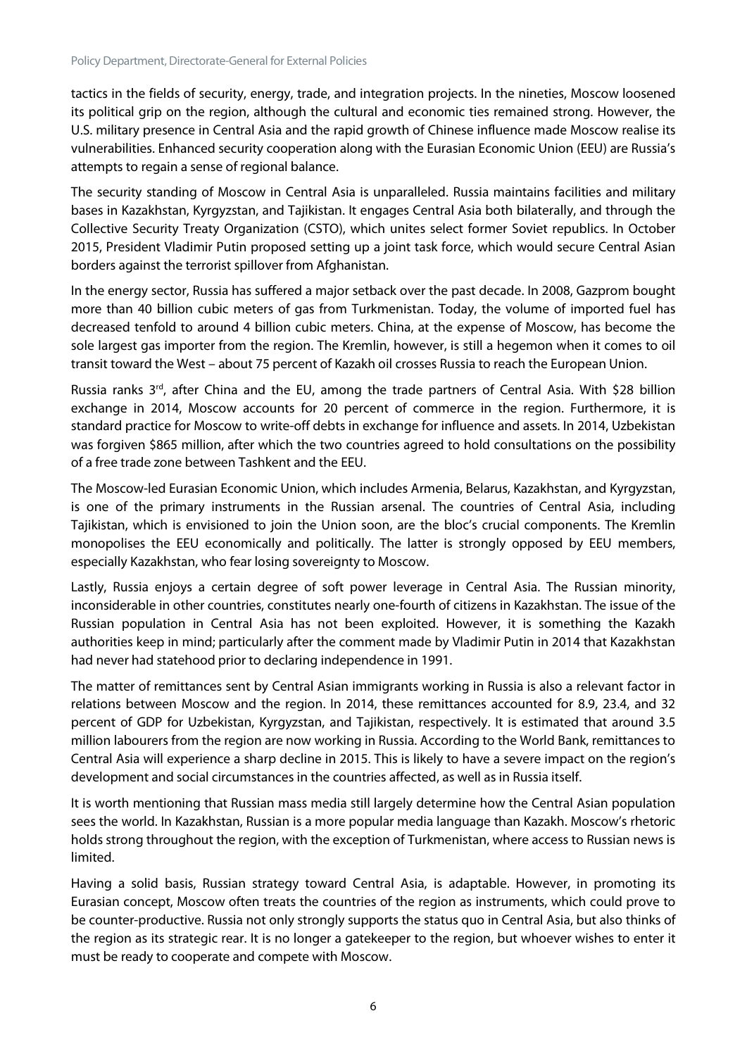tactics in the fields of security, energy, trade, and integration projects. In the nineties, Moscow loosened its political grip on the region, although the cultural and economic ties remained strong. However, the U.S. military presence in Central Asia and the rapid growth of Chinese influence made Moscow realise its vulnerabilities. Enhanced security cooperation along with the Eurasian Economic Union (EEU) are Russia's attempts to regain a sense of regional balance.

The security standing of Moscow in Central Asia is unparalleled. Russia maintains facilities and military bases in Kazakhstan, Kyrgyzstan, and Tajikistan. It engages Central Asia both bilaterally, and through the Collective Security Treaty Organization (CSTO), which unites select former Soviet republics. In October 2015, President Vladimir Putin proposed setting up a joint task force, which would secure Central Asian borders against the terrorist spillover from Afghanistan.

In the energy sector, Russia has suffered a major setback over the past decade. In 2008, Gazprom bought more than 40 billion cubic meters of gas from Turkmenistan. Today, the volume of imported fuel has decreased tenfold to around 4 billion cubic meters. China, at the expense of Moscow, has become the sole largest gas importer from the region. The Kremlin, however, is still a hegemon when it comes to oil transit toward the West – about 75 percent of Kazakh oil crosses Russia to reach the European Union.

Russia ranks 3rd, after China and the EU, among the trade partners of Central Asia. With \$28 billion exchange in 2014, Moscow accounts for 20 percent of commerce in the region. Furthermore, it is standard practice for Moscow to write-off debts in exchange for influence and assets. In 2014, Uzbekistan was forgiven \$865 million, after which the two countries agreed to hold consultations on the possibility of a free trade zone between Tashkent and the EEU.

The Moscow-led Eurasian Economic Union, which includes Armenia, Belarus, Kazakhstan, and Kyrgyzstan, is one of the primary instruments in the Russian arsenal. The countries of Central Asia, including Tajikistan, which is envisioned to join the Union soon, are the bloc's crucial components. The Kremlin monopolises the EEU economically and politically. The latter is strongly opposed by EEU members, especially Kazakhstan, who fear losing sovereignty to Moscow.

Lastly, Russia enjoys a certain degree of soft power leverage in Central Asia. The Russian minority, inconsiderable in other countries, constitutes nearly one-fourth of citizens in Kazakhstan. The issue of the Russian population in Central Asia has not been exploited. However, it is something the Kazakh authorities keep in mind; particularly after the comment made by Vladimir Putin in 2014 that Kazakhstan had never had statehood prior to declaring independence in 1991.

The matter of remittances sent by Central Asian immigrants working in Russia is also a relevant factor in relations between Moscow and the region. In 2014, these remittances accounted for 8.9, 23.4, and 32 percent of GDP for Uzbekistan, Kyrgyzstan, and Tajikistan, respectively. It is estimated that around 3.5 million labourers from the region are now working in Russia. According to the World Bank, remittances to Central Asia will experience a sharp decline in 2015. This is likely to have a severe impact on the region's development and social circumstances in the countries affected, as well as in Russia itself.

It is worth mentioning that Russian mass media still largely determine how the Central Asian population sees the world. In Kazakhstan, Russian is a more popular media language than Kazakh. Moscow's rhetoric holds strong throughout the region, with the exception of Turkmenistan, where access to Russian news is limited.

Having a solid basis, Russian strategy toward Central Asia, is adaptable. However, in promoting its Eurasian concept, Moscow often treats the countries of the region as instruments, which could prove to be counter-productive. Russia not only strongly supports the status quo in Central Asia, but also thinks of the region as its strategic rear. It is no longer a gatekeeper to the region, but whoever wishes to enter it must be ready to cooperate and compete with Moscow.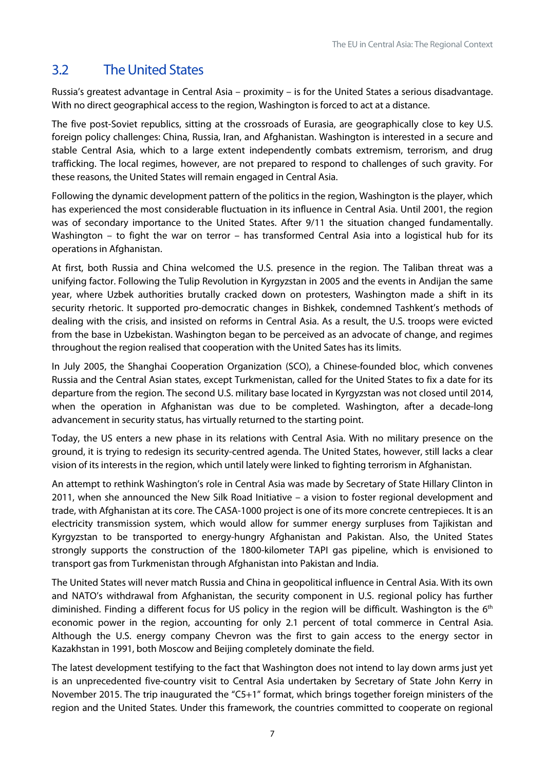## 3.2 The United States

Russia's greatest advantage in Central Asia – proximity – is for the United States a serious disadvantage. With no direct geographical access to the region, Washington is forced to act at a distance.

The five post-Soviet republics, sitting at the crossroads of Eurasia, are geographically close to key U.S. foreign policy challenges: China, Russia, Iran, and Afghanistan. Washington is interested in a secure and stable Central Asia, which to a large extent independently combats extremism, terrorism, and drug trafficking. The local regimes, however, are not prepared to respond to challenges of such gravity. For these reasons, the United States will remain engaged in Central Asia.

Following the dynamic development pattern of the politics in the region, Washington is the player, which has experienced the most considerable fluctuation in its influence in Central Asia. Until 2001, the region was of secondary importance to the United States. After 9/11 the situation changed fundamentally. Washington – to fight the war on terror – has transformed Central Asia into a logistical hub for its operations in Afghanistan.

At first, both Russia and China welcomed the U.S. presence in the region. The Taliban threat was a unifying factor. Following the Tulip Revolution in Kyrgyzstan in 2005 and the events in Andijan the same year, where Uzbek authorities brutally cracked down on protesters, Washington made a shift in its security rhetoric. It supported pro-democratic changes in Bishkek, condemned Tashkent's methods of dealing with the crisis, and insisted on reforms in Central Asia. As a result, the U.S. troops were evicted from the base in Uzbekistan. Washington began to be perceived as an advocate of change, and regimes throughout the region realised that cooperation with the United Sates has its limits.

In July 2005, the Shanghai Cooperation Organization (SCO), a Chinese-founded bloc, which convenes Russia and the Central Asian states, except Turkmenistan, called for the United States to fix a date for its departure from the region. The second U.S. military base located in Kyrgyzstan was not closed until 2014, when the operation in Afghanistan was due to be completed. Washington, after a decade-long advancement in security status, has virtually returned to the starting point.

Today, the US enters a new phase in its relations with Central Asia. With no military presence on the ground, it is trying to redesign its security-centred agenda. The United States, however, still lacks a clear vision of its interests in the region, which until lately were linked to fighting terrorism in Afghanistan.

An attempt to rethink Washington's role in Central Asia was made by Secretary of State Hillary Clinton in 2011, when she announced the New Silk Road Initiative – a vision to foster regional development and trade, with Afghanistan at its core. The CASA-1000 project is one of its more concrete centrepieces. It is an electricity transmission system, which would allow for summer energy surpluses from Tajikistan and Kyrgyzstan to be transported to energy-hungry Afghanistan and Pakistan. Also, the United States strongly supports the construction of the 1800-kilometer TAPI gas pipeline, which is envisioned to transport gas from Turkmenistan through Afghanistan into Pakistan and India.

The United States will never match Russia and China in geopolitical influence in Central Asia. With its own and NATO's withdrawal from Afghanistan, the security component in U.S. regional policy has further diminished. Finding a different focus for US policy in the region will be difficult. Washington is the 6th economic power in the region, accounting for only 2.1 percent of total commerce in Central Asia. Although the U.S. energy company Chevron was the first to gain access to the energy sector in Kazakhstan in 1991, both Moscow and Beijing completely dominate the field.

The latest development testifying to the fact that Washington does not intend to lay down arms just yet is an unprecedented five-country visit to Central Asia undertaken by Secretary of State John Kerry in November 2015. The trip inaugurated the "C5+1" format, which brings together foreign ministers of the region and the United States. Under this framework, the countries committed to cooperate on regional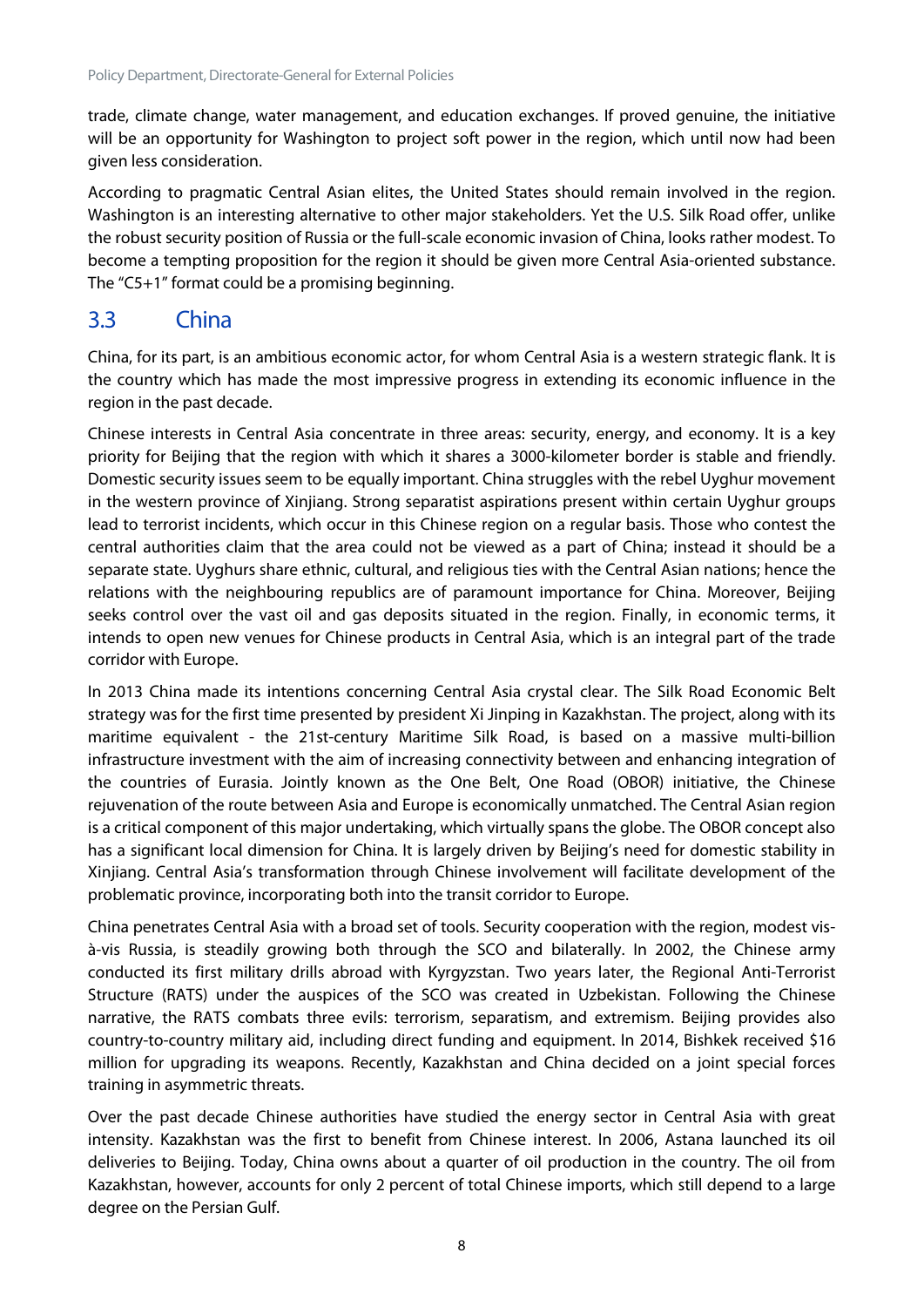trade, climate change, water management, and education exchanges. If proved genuine, the initiative will be an opportunity for Washington to project soft power in the region, which until now had been given less consideration.

According to pragmatic Central Asian elites, the United States should remain involved in the region. Washington is an interesting alternative to other major stakeholders. Yet the U.S. Silk Road offer, unlike the robust security position of Russia or the full-scale economic invasion of China, looks rather modest. To become a tempting proposition for the region it should be given more Central Asia-oriented substance. The "C5+1" format could be a promising beginning.

## 3.3 China

China, for its part, is an ambitious economic actor, for whom Central Asia is a western strategic flank. It is the country which has made the most impressive progress in extending its economic influence in the region in the past decade.

Chinese interests in Central Asia concentrate in three areas: security, energy, and economy. It is a key priority for Beijing that the region with which it shares a 3000-kilometer border is stable and friendly. Domestic security issues seem to be equally important. China struggles with the rebel Uyghur movement in the western province of Xinjiang. Strong separatist aspirations present within certain Uyghur groups lead to terrorist incidents, which occur in this Chinese region on a regular basis. Those who contest the central authorities claim that the area could not be viewed as a part of China; instead it should be a separate state. Uyghurs share ethnic, cultural, and religious ties with the Central Asian nations; hence the relations with the neighbouring republics are of paramount importance for China. Moreover, Beijing seeks control over the vast oil and gas deposits situated in the region. Finally, in economic terms, it intends to open new venues for Chinese products in Central Asia, which is an integral part of the trade corridor with Europe.

In 2013 China made its intentions concerning Central Asia crystal clear. The Silk Road Economic Belt strategy was for the first time presented by president Xi Jinping in Kazakhstan. The project, along with its maritime equivalent - the 21st-century Maritime Silk Road, is based on a massive multi-billion infrastructure investment with the aim of increasing connectivity between and enhancing integration of the countries of Eurasia. Jointly known as the One Belt, One Road (OBOR) initiative, the Chinese rejuvenation of the route between Asia and Europe is economically unmatched. The Central Asian region is a critical component of this major undertaking, which virtually spans the globe. The OBOR concept also has a significant local dimension for China. It is largely driven by Beijing's need for domestic stability in Xinjiang. Central Asia's transformation through Chinese involvement will facilitate development of the problematic province, incorporating both into the transit corridor to Europe.

China penetrates Central Asia with a broad set of tools. Security cooperation with the region, modest vis-à-vis Russia, is steadily growing both through the SCO and bilaterally. In 2002, the Chinese army conducted its first military drills abroad with Kyrgyzstan. Two years later, the Regional Anti-Terrorist Structure (RATS) under the auspices of the SCO was created in Uzbekistan. Following the Chinese narrative, the RATS combats three evils: terrorism, separatism, and extremism. Beijing provides also country-to-country military aid, including direct funding and equipment. In 2014, Bishkek received $16 million for upgrading its weapons. Recently, Kazakhstan and China decided on a joint special forces training in asymmetric threats.

Over the past decade Chinese authorities have studied the energy sector in Central Asia with great intensity. Kazakhstan was the first to benefit from Chinese interest. In 2006, Astana launched its oil deliveries to Beijing. Today, China owns about a quarter of oil production in the country. The oil from Kazakhstan, however, accounts for only 2 percent of total Chinese imports, which still depend to a large degree on the Persian Gulf.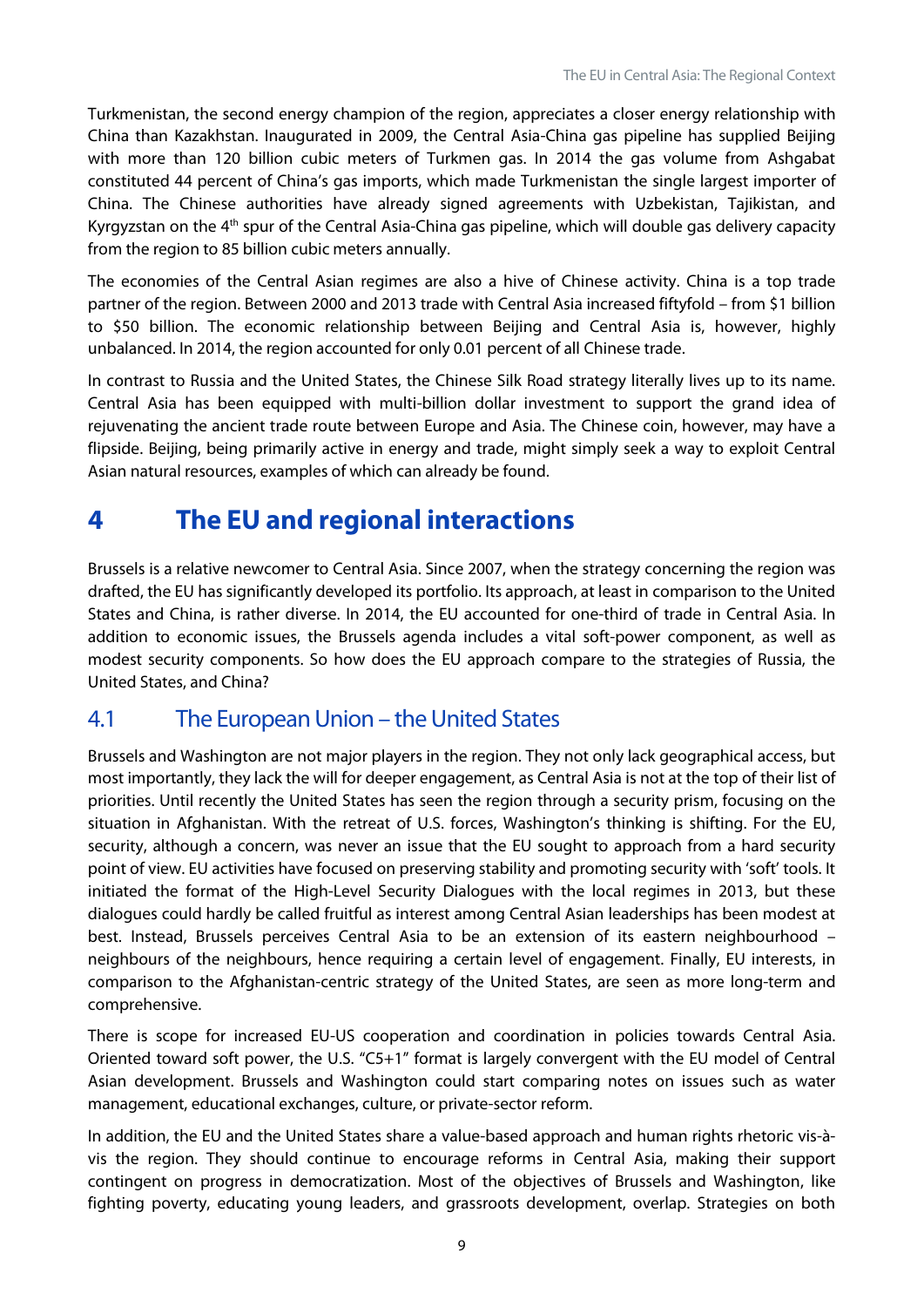Turkmenistan, the second energy champion of the region, appreciates a closer energy relationship with China than Kazakhstan. Inaugurated in 2009, the Central Asia-China gas pipeline has supplied Beijing with more than 120 billion cubic meters of Turkmen gas. In 2014 the gas volume from Ashgabat constituted 44 percent of China's gas imports, which made Turkmenistan the single largest importer of China. The Chinese authorities have already signed agreements with Uzbekistan, Tajikistan, and Kyrgyzstan on the 4th spur of the Central Asia-China gas pipeline, which will double gas delivery capacity from the region to 85 billion cubic meters annually.

The economies of the Central Asian regimes are also a hive of Chinese activity. China is a top trade partner of the region. Between 2000 and 2013 trade with Central Asia increased fiftyfold – from $1 billion to $50 billion. The economic relationship between Beijing and Central Asia is, however, highly unbalanced. In 2014, the region accounted for only 0.01 percent of all Chinese trade.

In contrast to Russia and the United States, the Chinese Silk Road strategy literally lives up to its name. Central Asia has been equipped with multi-billion dollar investment to support the grand idea of rejuvenating the ancient trade route between Europe and Asia. The Chinese coin, however, may have a flipside. Beijing, being primarily active in energy and trade, might simply seek a way to exploit Central Asian natural resources, examples of which can already be found.

# 4 The EU and regional interactions

Brussels is a relative newcomer to Central Asia. Since 2007, when the strategy concerning the region was drafted, the EU has significantly developed its portfolio. Its approach, at least in comparison to the United States and China, is rather diverse. In 2014, the EU accounted for one-third of trade in Central Asia. In addition to economic issues, the Brussels agenda includes a vital soft-power component, as well as modest security components. So how does the EU approach compare to the strategies of Russia, the United States, and China?

## 4.1 The European Union – the United States

Brussels and Washington are not major players in the region. They not only lack geographical access, but most importantly, they lack the will for deeper engagement, as Central Asia is not at the top of their list of priorities. Until recently the United States has seen the region through a security prism, focusing on the situation in Afghanistan. With the retreat of U.S. forces, Washington's thinking is shifting. For the EU, security, although a concern, was never an issue that the EU sought to approach from a hard security point of view. EU activities have focused on preserving stability and promoting security with 'soft' tools. It initiated the format of the High-Level Security Dialogues with the local regimes in 2013, but these dialogues could hardly be called fruitful as interest among Central Asian leaderships has been modest at best. Instead, Brussels perceives Central Asia to be an extension of its eastern neighbourhood – neighbours of the neighbours, hence requiring a certain level of engagement. Finally, EU interests, in comparison to the Afghanistan-centric strategy of the United States, are seen as more long-term and comprehensive.

There is scope for increased EU-US cooperation and coordination in policies towards Central Asia. Oriented toward soft power, the U.S. "C5+1" format is largely convergent with the EU model of Central Asian development. Brussels and Washington could start comparing notes on issues such as water management, educational exchanges, culture, or private-sector reform.

In addition, the EU and the United States share a value-based approach and human rights rhetoric vis-à-vis the region. They should continue to encourage reforms in Central Asia, making their support contingent on progress in democratization. Most of the objectives of Brussels and Washington, like fighting poverty, educating young leaders, and grassroots development, overlap. Strategies on both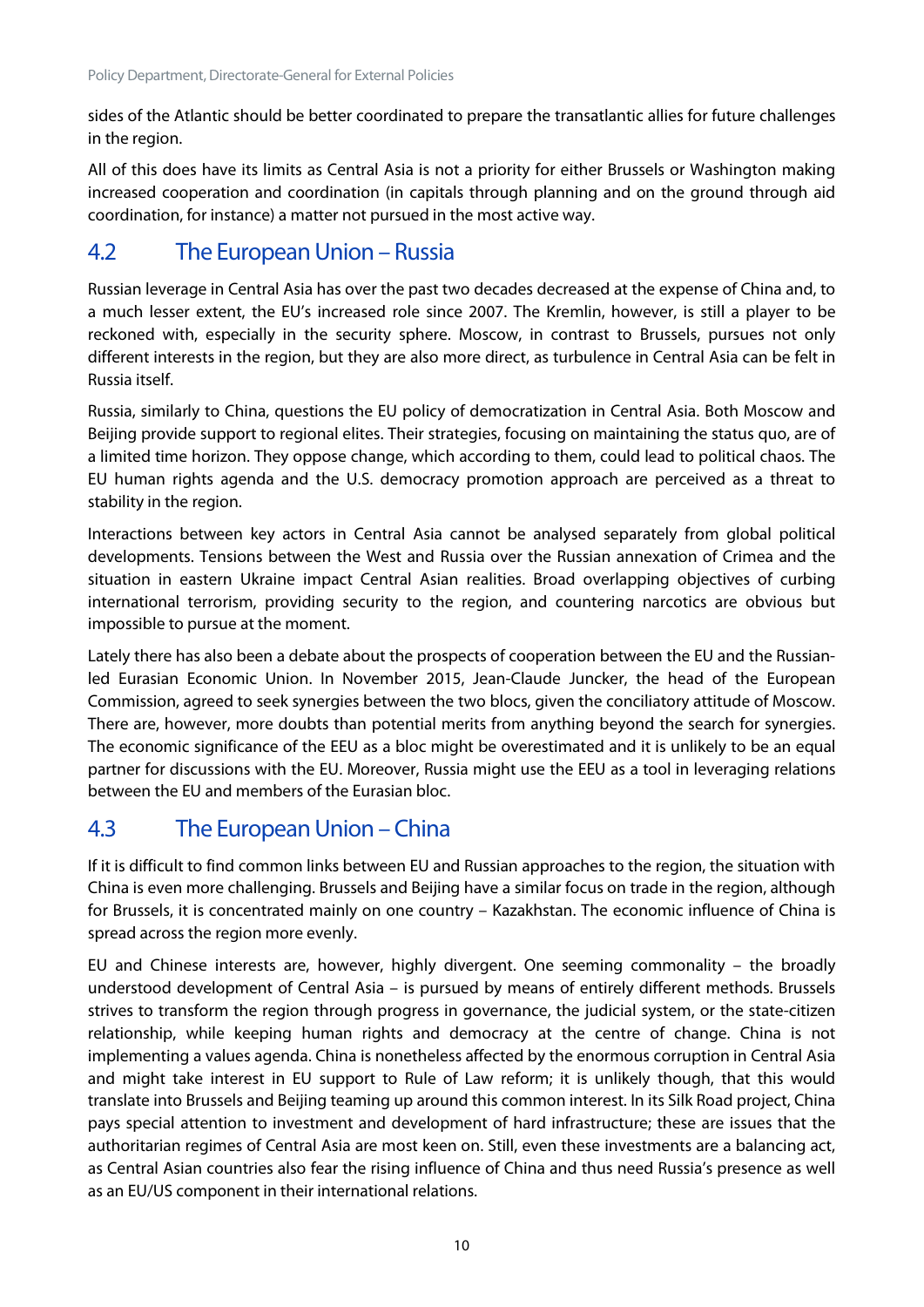sides of the Atlantic should be better coordinated to prepare the transatlantic allies for future challenges in the region.

All of this does have its limits as Central Asia is not a priority for either Brussels or Washington making increased cooperation and coordination (in capitals through planning and on the ground through aid coordination, for instance) a matter not pursued in the most active way.

## 4.2 The European Union – Russia

Russian leverage in Central Asia has over the past two decades decreased at the expense of China and, to a much lesser extent, the EU's increased role since 2007. The Kremlin, however, is still a player to be reckoned with, especially in the security sphere. Moscow, in contrast to Brussels, pursues not only different interests in the region, but they are also more direct, as turbulence in Central Asia can be felt in Russia itself.

Russia, similarly to China, questions the EU policy of democratization in Central Asia. Both Moscow and Beijing provide support to regional elites. Their strategies, focusing on maintaining the status quo, are of a limited time horizon. They oppose change, which according to them, could lead to political chaos. The EU human rights agenda and the U.S. democracy promotion approach are perceived as a threat to stability in the region.

Interactions between key actors in Central Asia cannot be analysed separately from global political developments. Tensions between the West and Russia over the Russian annexation of Crimea and the situation in eastern Ukraine impact Central Asian realities. Broad overlapping objectives of curbing international terrorism, providing security to the region, and countering narcotics are obvious but impossible to pursue at the moment.

Lately there has also been a debate about the prospects of cooperation between the EU and the Russian-led Eurasian Economic Union. In November 2015, Jean-Claude Juncker, the head of the European Commission, agreed to seek synergies between the two blocs, given the conciliatory attitude of Moscow. There are, however, more doubts than potential merits from anything beyond the search for synergies. The economic significance of the EEU as a bloc might be overestimated and it is unlikely to be an equal partner for discussions with the EU. Moreover, Russia might use the EEU as a tool in leveraging relations between the EU and members of the Eurasian bloc.

## 4.3 The European Union – China

If it is difficult to find common links between EU and Russian approaches to the region, the situation with China is even more challenging. Brussels and Beijing have a similar focus on trade in the region, although for Brussels, it is concentrated mainly on one country – Kazakhstan. The economic influence of China is spread across the region more evenly.

EU and Chinese interests are, however, highly divergent. One seeming commonality – the broadly understood development of Central Asia – is pursued by means of entirely different methods. Brussels strives to transform the region through progress in governance, the judicial system, or the state-citizen relationship, while keeping human rights and democracy at the centre of change. China is not implementing a values agenda. China is nonetheless affected by the enormous corruption in Central Asia and might take interest in EU support to Rule of Law reform; it is unlikely though, that this would translate into Brussels and Beijing teaming up around this common interest. In its Silk Road project, China pays special attention to investment and development of hard infrastructure; these are issues that the authoritarian regimes of Central Asia are most keen on. Still, even these investments are a balancing act, as Central Asian countries also fear the rising influence of China and thus need Russia's presence as well as an EU/US component in their international relations.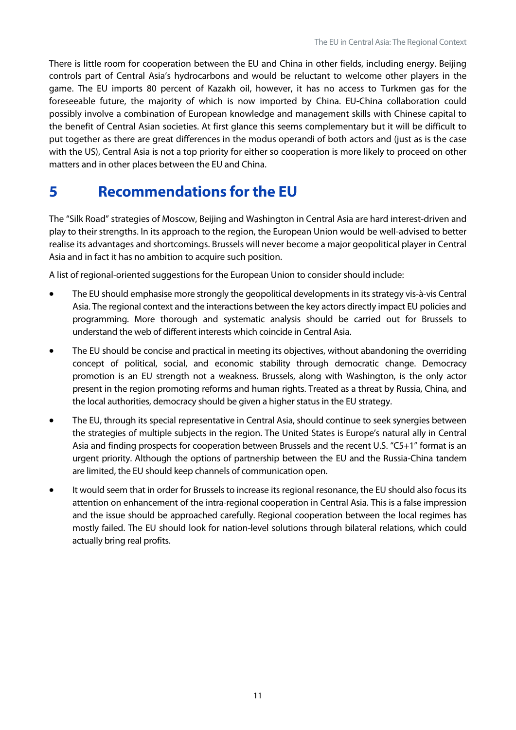There is little room for cooperation between the EU and China in other fields, including energy. Beijing controls part of Central Asia's hydrocarbons and would be reluctant to welcome other players in the game. The EU imports 80 percent of Kazakh oil, however, it has no access to Turkmen gas for the foreseeable future, the majority of which is now imported by China. EU-China collaboration could possibly involve a combination of European knowledge and management skills with Chinese capital to the benefit of Central Asian societies. At first glance this seems complementary but it will be difficult to put together as there are great differences in the modus operandi of both actors and (just as is the case with the US), Central Asia is not a top priority for either so cooperation is more likely to proceed on other matters and in other places between the EU and China.

# 5 Recommendations for the EU

The "Silk Road" strategies of Moscow, Beijing and Washington in Central Asia are hard interest-driven and play to their strengths. In its approach to the region, the European Union would be well-advised to better realise its advantages and shortcomings. Brussels will never become a major geopolitical player in Central Asia and in fact it has no ambition to acquire such position.

A list of regional-oriented suggestions for the European Union to consider should include:

- The EU should emphasise more strongly the geopolitical developments in its strategy vis-à-vis Central Asia. The regional context and the interactions between the key actors directly impact EU policies and programming. More thorough and systematic analysis should be carried out for Brussels to understand the web of different interests which coincide in Central Asia.
- The EU should be concise and practical in meeting its objectives, without abandoning the overriding concept of political, social, and economic stability through democratic change. Democracy promotion is an EU strength not a weakness. Brussels, along with Washington, is the only actor present in the region promoting reforms and human rights. Treated as a threat by Russia, China, and the local authorities, democracy should be given a higher status in the EU strategy.
- The EU, through its special representative in Central Asia, should continue to seek synergies between the strategies of multiple subjects in the region. The United States is Europe's natural ally in Central Asia and finding prospects for cooperation between Brussels and the recent U.S. "C5+1" format is an urgent priority. Although the options of partnership between the EU and the Russia-China tandem are limited, the EU should keep channels of communication open.
- It would seem that in order for Brussels to increase its regional resonance, the EU should also focus its attention on enhancement of the intra-regional cooperation in Central Asia. This is a false impression and the issue should be approached carefully. Regional cooperation between the local regimes has mostly failed. The EU should look for nation-level solutions through bilateral relations, which could actually bring real profits.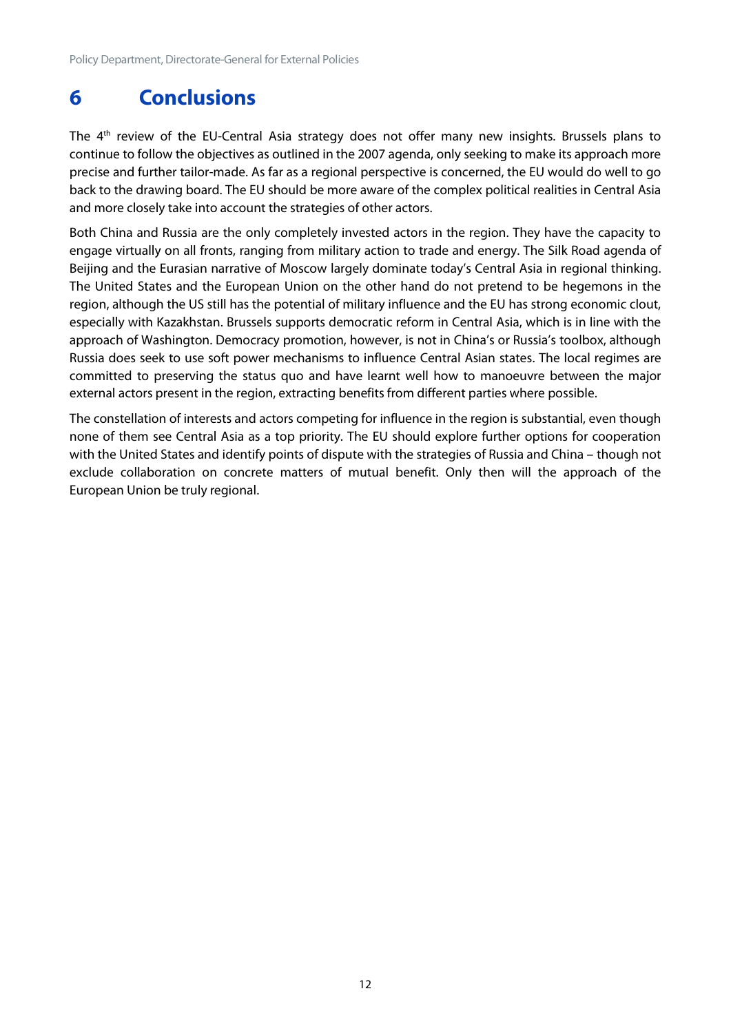# 6 Conclusions

The 4th review of the EU-Central Asia strategy does not offer many new insights. Brussels plans to continue to follow the objectives as outlined in the 2007 agenda, only seeking to make its approach more precise and further tailor-made. As far as a regional perspective is concerned, the EU would do well to go back to the drawing board. The EU should be more aware of the complex political realities in Central Asia and more closely take into account the strategies of other actors.

Both China and Russia are the only completely invested actors in the region. They have the capacity to engage virtually on all fronts, ranging from military action to trade and energy. The Silk Road agenda of Beijing and the Eurasian narrative of Moscow largely dominate today's Central Asia in regional thinking. The United States and the European Union on the other hand do not pretend to be hegemons in the region, although the US still has the potential of military influence and the EU has strong economic clout, especially with Kazakhstan. Brussels supports democratic reform in Central Asia, which is in line with the approach of Washington. Democracy promotion, however, is not in China's or Russia's toolbox, although Russia does seek to use soft power mechanisms to influence Central Asian states. The local regimes are committed to preserving the status quo and have learnt well how to manoeuvre between the major external actors present in the region, extracting benefits from different parties where possible.

The constellation of interests and actors competing for influence in the region is substantial, even though none of them see Central Asia as a top priority. The EU should explore further options for cooperation with the United States and identify points of dispute with the strategies of Russia and China – though not exclude collaboration on concrete matters of mutual benefit. Only then will the approach of the European Union be truly regional.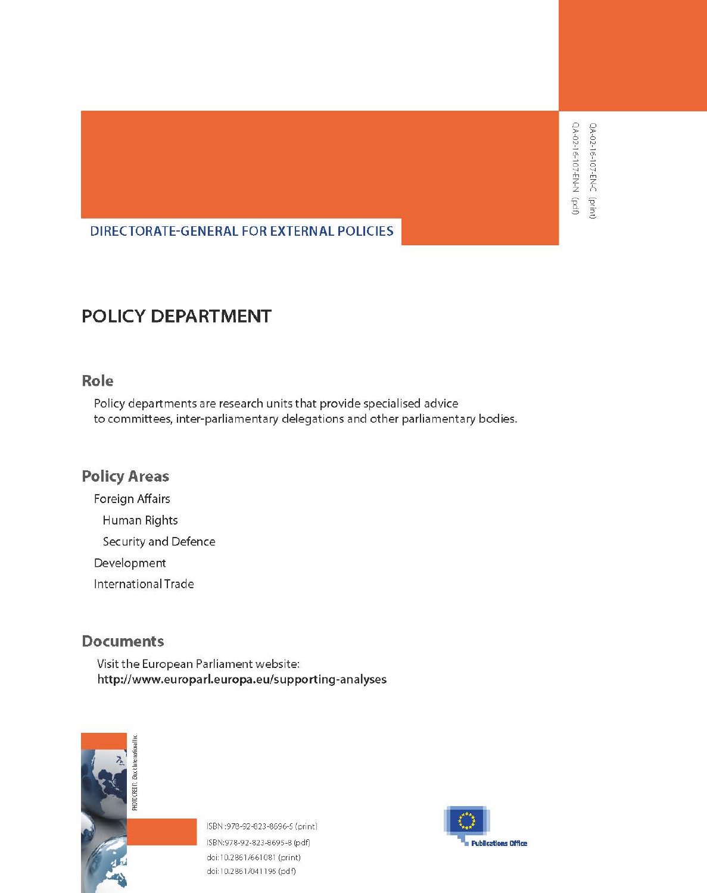QA-02-16-107-EN-C (print)
QA-02-16-107-EN-N (pdf)

DIRECTORATE-GENERAL FOR EXTERNAL POLICIES

# POLICY DEPARTMENT

## Role

Policy departments are research units that provide specialised advice to committees, inter-parliamentary delegations and other parliamentary bodies.

## Policy Areas

Foreign Affairs
- Human Rights
- Security and Defence

Development

International Trade

## Documents

Visit the European Parliament website:
**http://www.europarl.europa.eu/supporting-analyses**

PHOTO CREDIT: iStock International Inc.

ISBN :978-92-823-8696-5 (print)
ISBN:978-92-823-8695-8 (pdf)
doi:10.2861/661081 (print)
doi:10.2861/041196 (pdf)

Publications Office